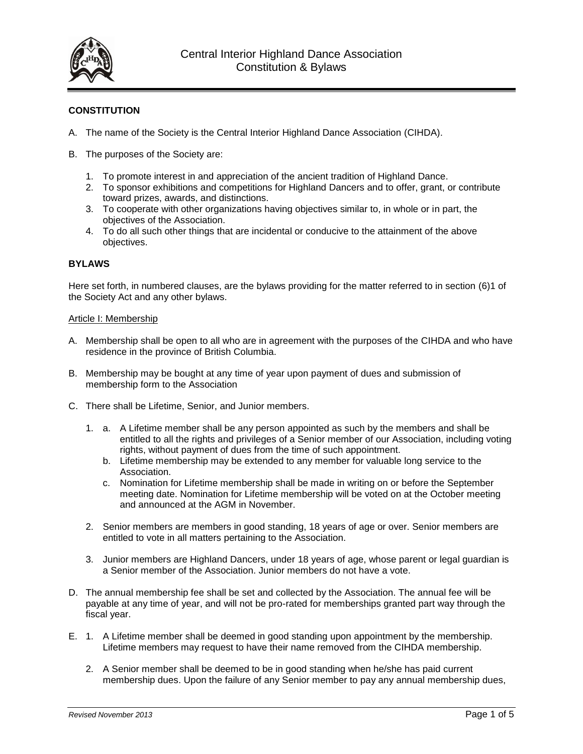# Central Interior Highland Dance Association
# Constitution & Bylaws

## CONSTITUTION

A. The name of the Society is the Central Interior Highland Dance Association (CIHDA).

B. The purposes of the Society are:

1. To promote interest in and appreciation of the ancient tradition of Highland Dance.
2. To sponsor exhibitions and competitions for Highland Dancers and to offer, grant, or contribute toward prizes, awards, and distinctions.
3. To cooperate with other organizations having objectives similar to, in whole or in part, the objectives of the Association.
4. To do all such other things that are incidental or conducive to the attainment of the above objectives.

## BYLAWS

Here set forth, in numbered clauses, are the bylaws providing for the matter referred to in section (6)1 of the Society Act and any other bylaws.

### Article I: Membership

A. Membership shall be open to all who are in agreement with the purposes of the CIHDA and who have residence in the province of British Columbia.

B. Membership may be bought at any time of year upon payment of dues and submission of membership form to the Association

C. There shall be Lifetime, Senior, and Junior members.

1. a. A Lifetime member shall be any person appointed as such by the members and shall be entitled to all the rights and privileges of a Senior member of our Association, including voting rights, without payment of dues from the time of such appointment.
   b. Lifetime membership may be extended to any member for valuable long service to the Association.
   c. Nomination for Lifetime membership shall be made in writing on or before the September meeting date. Nomination for Lifetime membership will be voted on at the October meeting and announced at the AGM in November.

2. Senior members are members in good standing, 18 years of age or over. Senior members are entitled to vote in all matters pertaining to the Association.

3. Junior members are Highland Dancers, under 18 years of age, whose parent or legal guardian is a Senior member of the Association. Junior members do not have a vote.

D. The annual membership fee shall be set and collected by the Association. The annual fee will be payable at any time of year, and will not be pro-rated for memberships granted part way through the fiscal year.

E. 1. A Lifetime member shall be deemed in good standing upon appointment by the membership. Lifetime members may request to have their name removed from the CIHDA membership.

2. A Senior member shall be deemed to be in good standing when he/she has paid current membership dues. Upon the failure of any Senior member to pay any annual membership dues,

*Revised November 2013*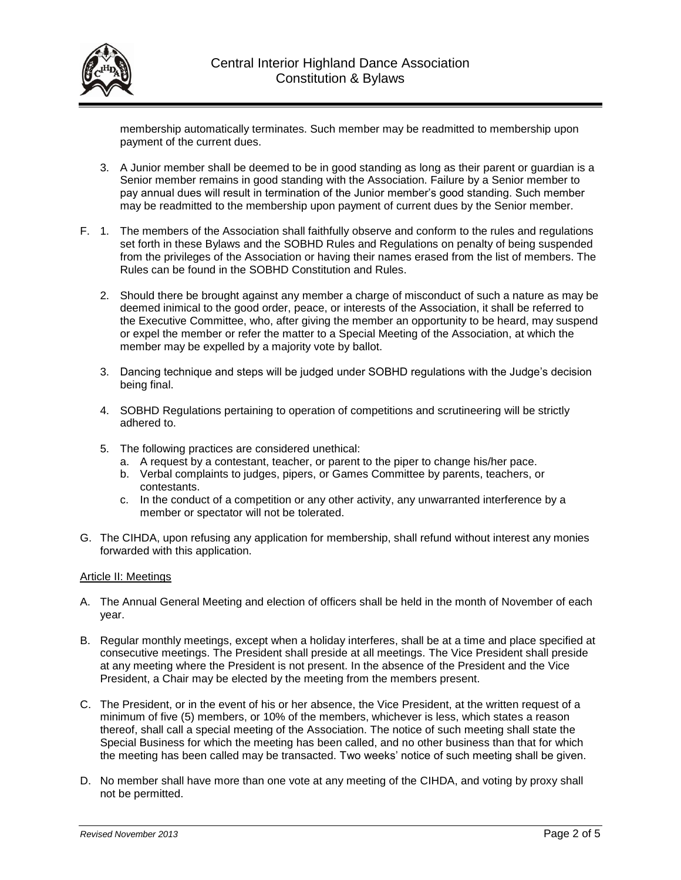membership automatically terminates. Such member may be readmitted to membership upon payment of the current dues.

3. A Junior member shall be deemed to be in good standing as long as their parent or guardian is a Senior member remains in good standing with the Association. Failure by a Senior member to pay annual dues will result in termination of the Junior member's good standing. Such member may be readmitted to the membership upon payment of current dues by the Senior member.

F. 1. The members of the Association shall faithfully observe and conform to the rules and regulations set forth in these Bylaws and the SOBHD Rules and Regulations on penalty of being suspended from the privileges of the Association or having their names erased from the list of members. The Rules can be found in the SOBHD Constitution and Rules.

2. Should there be brought against any member a charge of misconduct of such a nature as may be deemed inimical to the good order, peace, or interests of the Association, it shall be referred to the Executive Committee, who, after giving the member an opportunity to be heard, may suspend or expel the member or refer the matter to a Special Meeting of the Association, at which the member may be expelled by a majority vote by ballot.

3. Dancing technique and steps will be judged under SOBHD regulations with the Judge's decision being final.

4. SOBHD Regulations pertaining to operation of competitions and scrutineering will be strictly adhered to.

5. The following practices are considered unethical:
   a. A request by a contestant, teacher, or parent to the piper to change his/her pace.
   b. Verbal complaints to judges, pipers, or Games Committee by parents, teachers, or contestants.
   c. In the conduct of a competition or any other activity, any unwarranted interference by a member or spectator will not be tolerated.

G. The CIHDA, upon refusing any application for membership, shall refund without interest any monies forwarded with this application.

Article II: Meetings

A. The Annual General Meeting and election of officers shall be held in the month of November of each year.

B. Regular monthly meetings, except when a holiday interferes, shall be at a time and place specified at consecutive meetings. The President shall preside at all meetings. The Vice President shall preside at any meeting where the President is not present. In the absence of the President and the Vice President, a Chair may be elected by the meeting from the members present.

C. The President, or in the event of his or her absence, the Vice President, at the written request of a minimum of five (5) members, or 10% of the members, whichever is less, which states a reason thereof, shall call a special meeting of the Association. The notice of such meeting shall state the Special Business for which the meeting has been called, and no other business than that for which the meeting has been called may be transacted. Two weeks' notice of such meeting shall be given.

D. No member shall have more than one vote at any meeting of the CIHDA, and voting by proxy shall not be permitted.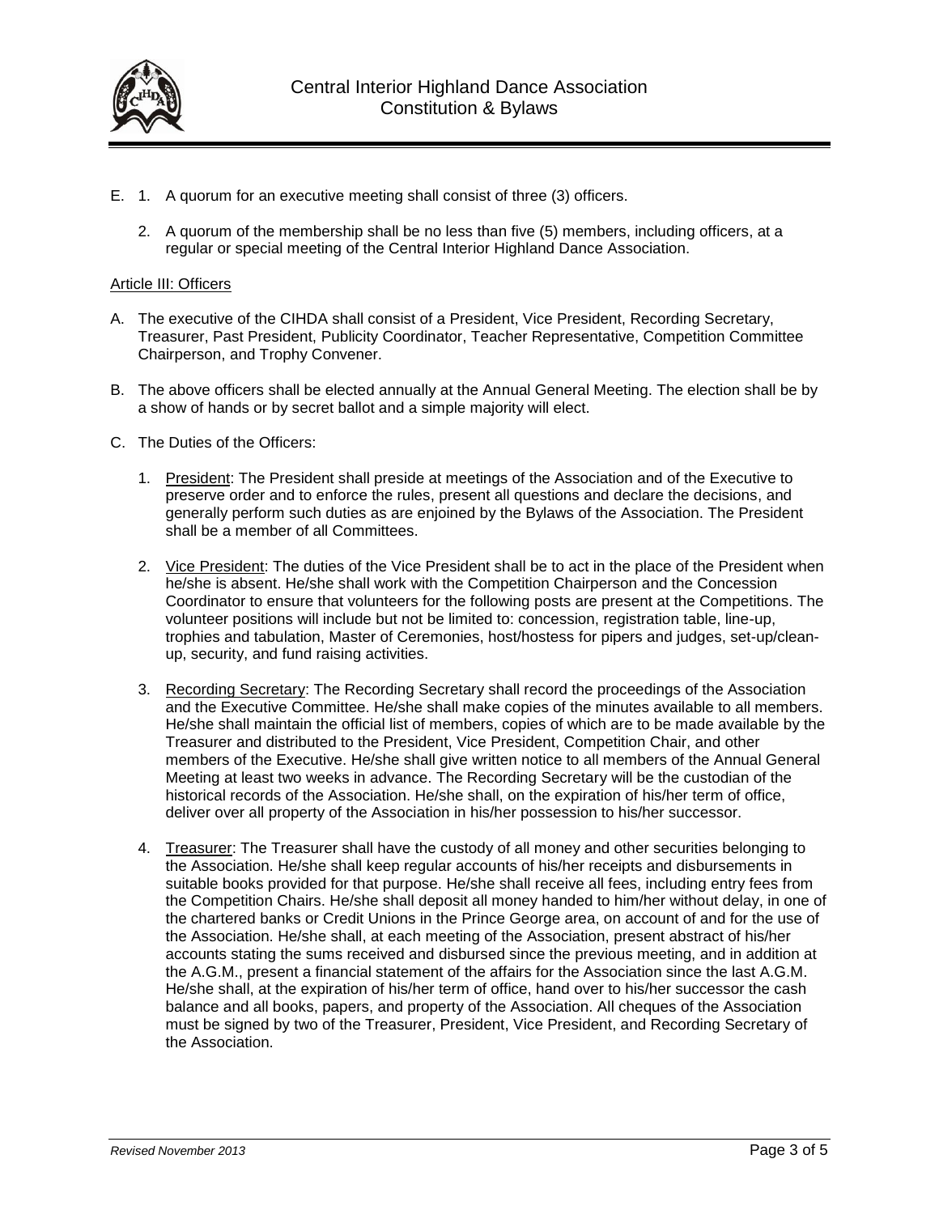E. 1. A quorum for an executive meeting shall consist of three (3) officers.

   2. A quorum of the membership shall be no less than five (5) members, including officers, at a regular or special meeting of the Central Interior Highland Dance Association.

<u>Article III: Officers</u>

A. The executive of the CIHDA shall consist of a President, Vice President, Recording Secretary, Treasurer, Past President, Publicity Coordinator, Teacher Representative, Competition Committee Chairperson, and Trophy Convener.

B. The above officers shall be elected annually at the Annual General Meeting. The election shall be by a show of hands or by secret ballot and a simple majority will elect.

C. The Duties of the Officers:

   1. <u>President</u>: The President shall preside at meetings of the Association and of the Executive to preserve order and to enforce the rules, present all questions and declare the decisions, and generally perform such duties as are enjoined by the Bylaws of the Association. The President shall be a member of all Committees.

   2. <u>Vice President</u>: The duties of the Vice President shall be to act in the place of the President when he/she is absent. He/she shall work with the Competition Chairperson and the Concession Coordinator to ensure that volunteers for the following posts are present at the Competitions. The volunteer positions will include but not be limited to: concession, registration table, line-up, trophies and tabulation, Master of Ceremonies, host/hostess for pipers and judges, set-up/clean-up, security, and fund raising activities.

   3. <u>Recording Secretary</u>: The Recording Secretary shall record the proceedings of the Association and the Executive Committee. He/she shall make copies of the minutes available to all members. He/she shall maintain the official list of members, copies of which are to be made available by the Treasurer and distributed to the President, Vice President, Competition Chair, and other members of the Executive. He/she shall give written notice to all members of the Annual General Meeting at least two weeks in advance. The Recording Secretary will be the custodian of the historical records of the Association. He/she shall, on the expiration of his/her term of office, deliver over all property of the Association in his/her possession to his/her successor.

   4. <u>Treasurer</u>: The Treasurer shall have the custody of all money and other securities belonging to the Association. He/she shall keep regular accounts of his/her receipts and disbursements in suitable books provided for that purpose. He/she shall receive all fees, including entry fees from the Competition Chairs. He/she shall deposit all money handed to him/her without delay, in one of the chartered banks or Credit Unions in the Prince George area, on account of and for the use of the Association. He/she shall, at each meeting of the Association, present abstract of his/her accounts stating the sums received and disbursed since the previous meeting, and in addition at the A.G.M., present a financial statement of the affairs for the Association since the last A.G.M. He/she shall, at the expiration of his/her term of office, hand over to his/her successor the cash balance and all books, papers, and property of the Association. All cheques of the Association must be signed by two of the Treasurer, President, Vice President, and Recording Secretary of the Association.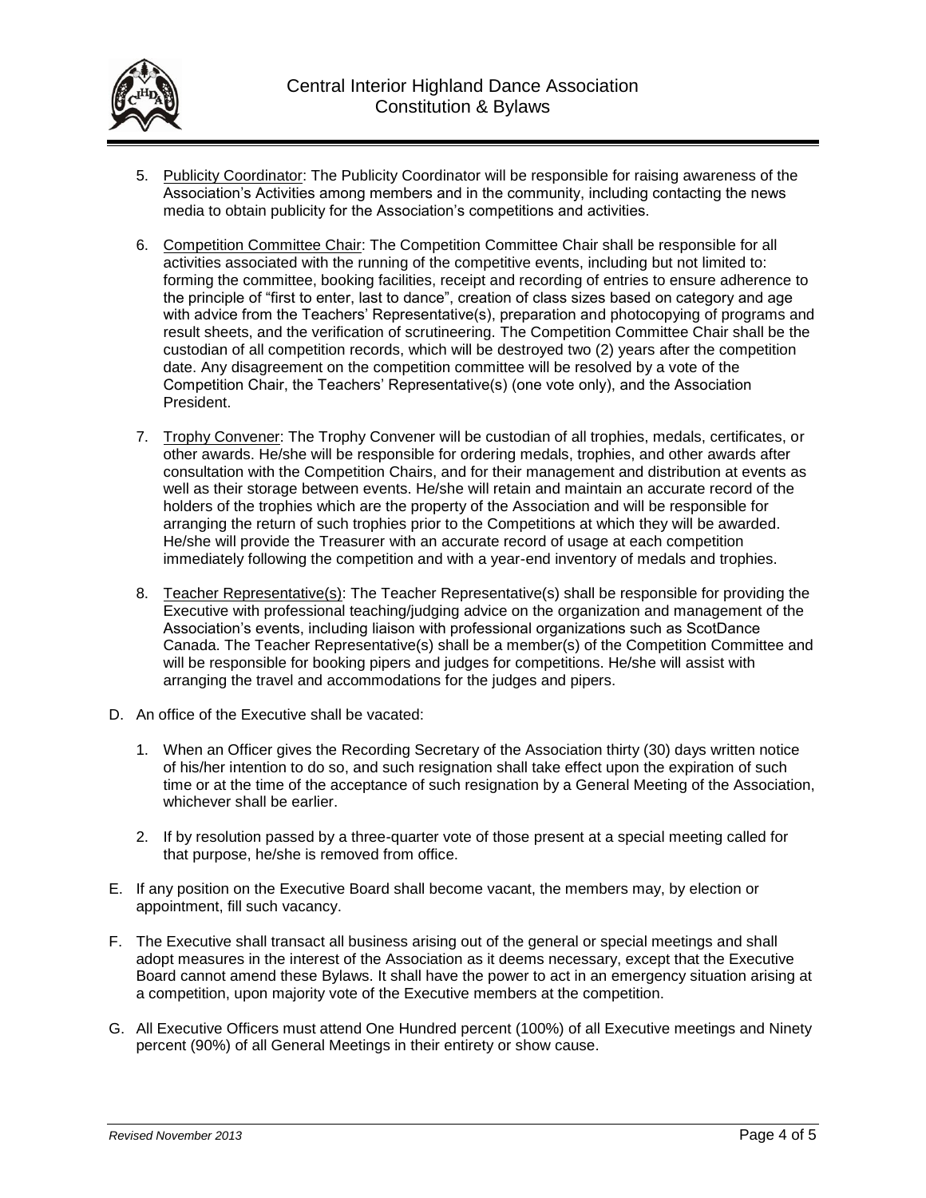5. <u>Publicity Coordinator</u>: The Publicity Coordinator will be responsible for raising awareness of the Association's Activities among members and in the community, including contacting the news media to obtain publicity for the Association's competitions and activities.

6. <u>Competition Committee Chair</u>: The Competition Committee Chair shall be responsible for all activities associated with the running of the competitive events, including but not limited to: forming the committee, booking facilities, receipt and recording of entries to ensure adherence to the principle of "first to enter, last to dance", creation of class sizes based on category and age with advice from the Teachers' Representative(s), preparation and photocopying of programs and result sheets, and the verification of scrutineering. The Competition Committee Chair shall be the custodian of all competition records, which will be destroyed two (2) years after the competition date. Any disagreement on the competition committee will be resolved by a vote of the Competition Chair, the Teachers' Representative(s) (one vote only), and the Association President.

7. <u>Trophy Convener</u>: The Trophy Convener will be custodian of all trophies, medals, certificates, or other awards. He/she will be responsible for ordering medals, trophies, and other awards after consultation with the Competition Chairs, and for their management and distribution at events as well as their storage between events. He/she will retain and maintain an accurate record of the holders of the trophies which are the property of the Association and will be responsible for arranging the return of such trophies prior to the Competitions at which they will be awarded. He/she will provide the Treasurer with an accurate record of usage at each competition immediately following the competition and with a year-end inventory of medals and trophies.

8. <u>Teacher Representative(s)</u>: The Teacher Representative(s) shall be responsible for providing the Executive with professional teaching/judging advice on the organization and management of the Association's events, including liaison with professional organizations such as ScotDance Canada. The Teacher Representative(s) shall be a member(s) of the Competition Committee and will be responsible for booking pipers and judges for competitions. He/she will assist with arranging the travel and accommodations for the judges and pipers.

D. An office of the Executive shall be vacated:

   1. When an Officer gives the Recording Secretary of the Association thirty (30) days written notice of his/her intention to do so, and such resignation shall take effect upon the expiration of such time or at the time of the acceptance of such resignation by a General Meeting of the Association, whichever shall be earlier.

   2. If by resolution passed by a three-quarter vote of those present at a special meeting called for that purpose, he/she is removed from office.

E. If any position on the Executive Board shall become vacant, the members may, by election or appointment, fill such vacancy.

F. The Executive shall transact all business arising out of the general or special meetings and shall adopt measures in the interest of the Association as it deems necessary, except that the Executive Board cannot amend these Bylaws. It shall have the power to act in an emergency situation arising at a competition, upon majority vote of the Executive members at the competition.

G. All Executive Officers must attend One Hundred percent (100%) of all Executive meetings and Ninety percent (90%) of all General Meetings in their entirety or show cause.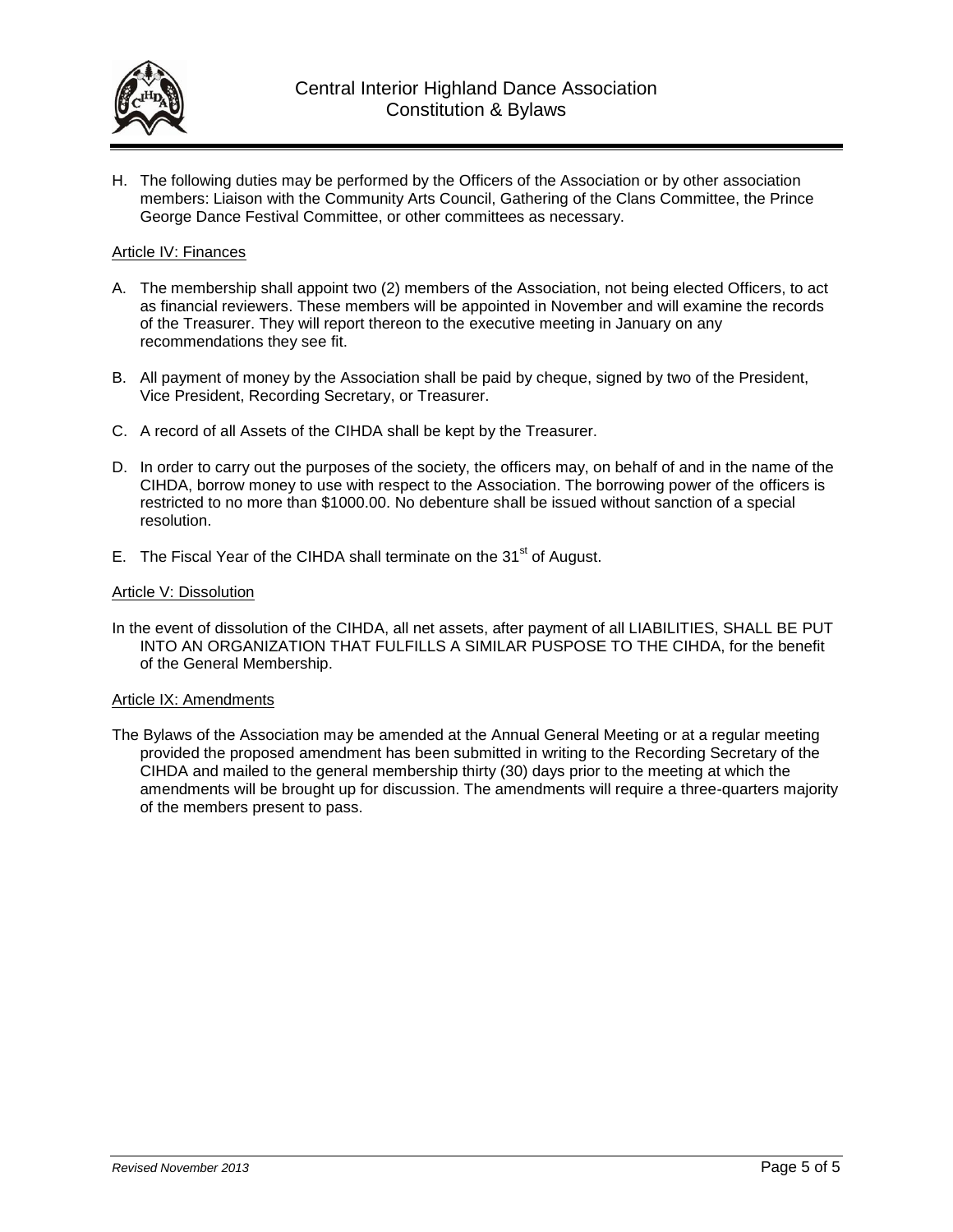H. The following duties may be performed by the Officers of the Association or by other association members: Liaison with the Community Arts Council, Gathering of the Clans Committee, the Prince George Dance Festival Committee, or other committees as necessary.

## Article IV: Finances

A. The membership shall appoint two (2) members of the Association, not being elected Officers, to act as financial reviewers. These members will be appointed in November and will examine the records of the Treasurer. They will report thereon to the executive meeting in January on any recommendations they see fit.

B. All payment of money by the Association shall be paid by cheque, signed by two of the President, Vice President, Recording Secretary, or Treasurer.

C. A record of all Assets of the CIHDA shall be kept by the Treasurer.

D. In order to carry out the purposes of the society, the officers may, on behalf of and in the name of the CIHDA, borrow money to use with respect to the Association. The borrowing power of the officers is restricted to no more than $1000.00. No debenture shall be issued without sanction of a special resolution.

E. The Fiscal Year of the CIHDA shall terminate on the 31st of August.

## Article V: Dissolution

In the event of dissolution of the CIHDA, all net assets, after payment of all LIABILITIES, SHALL BE PUT INTO AN ORGANIZATION THAT FULFILLS A SIMILAR PUSPOSE TO THE CIHDA, for the benefit of the General Membership.

## Article IX: Amendments

The Bylaws of the Association may be amended at the Annual General Meeting or at a regular meeting provided the proposed amendment has been submitted in writing to the Recording Secretary of the CIHDA and mailed to the general membership thirty (30) days prior to the meeting at which the amendments will be brought up for discussion. The amendments will require a three-quarters majority of the members present to pass.